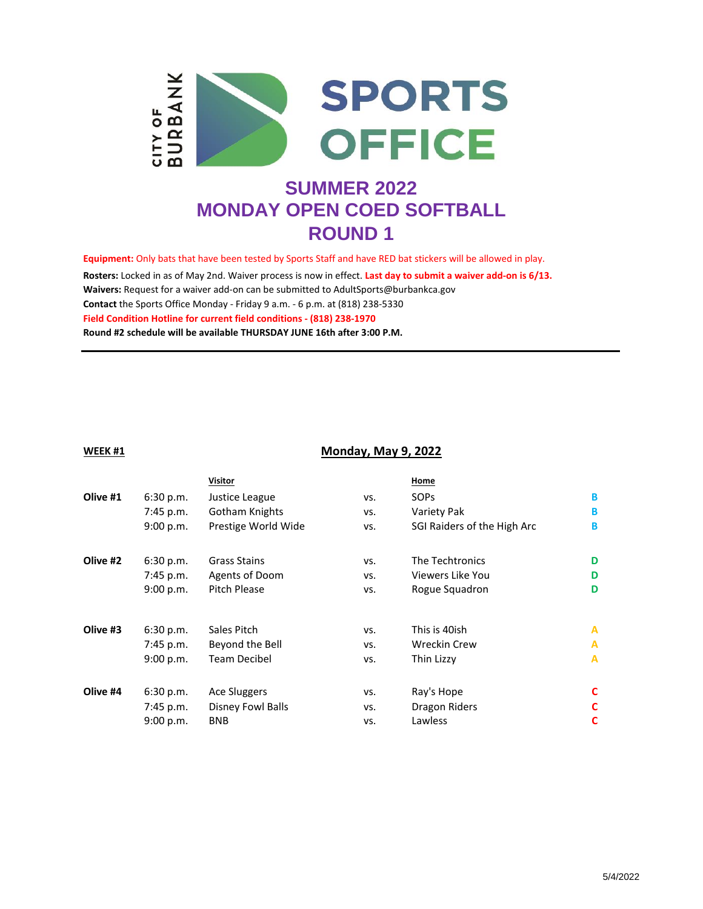CITY OF BURBANK SPORTS OFFICE

# SUMMER 2022
# MONDAY OPEN COED SOFTBALL
# ROUND 1

**Equipment:** Only bats that have been tested by Sports Staff and have RED bat stickers will be allowed in play.

**Rosters:** Locked in as of May 2nd. Waiver process is now in effect. **Last day to submit a waiver add-on is 6/13.**

**Waivers:** Request for a waiver add-on can be submitted to AdultSports@burbankca.gov

**Contact** the Sports Office Monday - Friday 9 a.m. - 6 p.m. at (818) 238-5330

**Field Condition Hotline for current field conditions - (818) 238-1970**

**Round #2 schedule will be available THURSDAY JUNE 16th after 3:00 P.M.**

---

**WEEK #1** — **Monday, May 9, 2022**

| | | Visitor | | Home | |
|---|---|---|---|---|---|
| **Olive #1** | 6:30 p.m. | Justice League | vs. | SOPs | B |
| | 7:45 p.m. | Gotham Knights | vs. | Variety Pak | B |
| | 9:00 p.m. | Prestige World Wide | vs. | SGI Raiders of the High Arc | B |
| **Olive #2** | 6:30 p.m. | Grass Stains | vs. | The Techtronics | D |
| | 7:45 p.m. | Agents of Doom | vs. | Viewers Like You | D |
| | 9:00 p.m. | Pitch Please | vs. | Rogue Squadron | D |
| **Olive #3** | 6:30 p.m. | Sales Pitch | vs. | This is 40ish | A |
| | 7:45 p.m. | Beyond the Bell | vs. | Wreckin Crew | A |
| | 9:00 p.m. | Team Decibel | vs. | Thin Lizzy | A |
| **Olive #4** | 6:30 p.m. | Ace Sluggers | vs. | Ray's Hope | C |
| | 7:45 p.m. | Disney Fowl Balls | vs. | Dragon Riders | C |
| | 9:00 p.m. | BNB | vs. | Lawless | C |

5/4/2022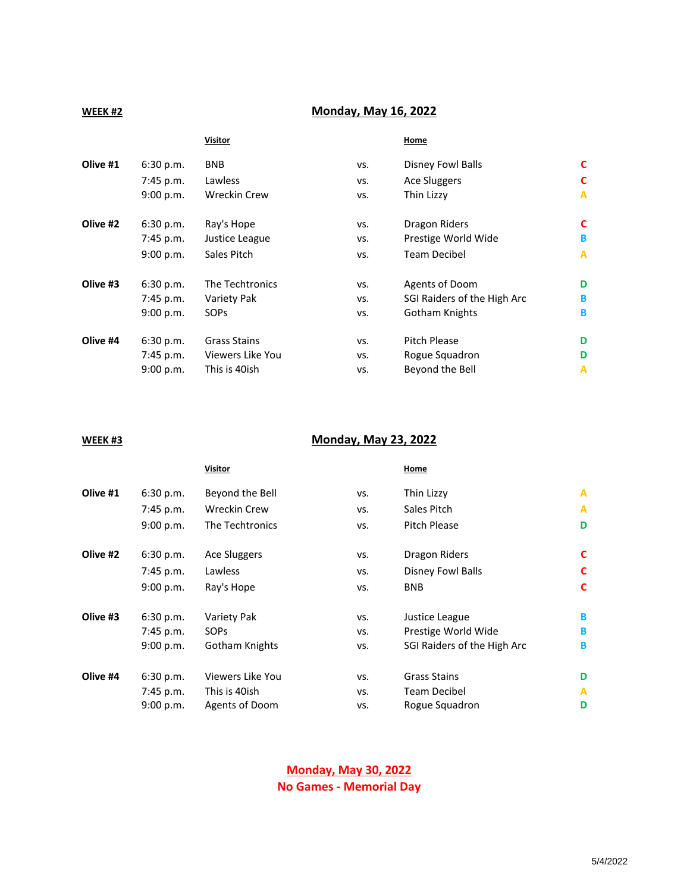**WEEK #2** — **Monday, May 16, 2022**

| | Time | Visitor | | Home | |
|---|---|---|---|---|---|
| **Olive #1** | 6:30 p.m. | BNB | vs. | Disney Fowl Balls | C |
| | 7:45 p.m. | Lawless | vs. | Ace Sluggers | C |
| | 9:00 p.m. | Wreckin Crew | vs. | Thin Lizzy | A |
| **Olive #2** | 6:30 p.m. | Ray's Hope | vs. | Dragon Riders | C |
| | 7:45 p.m. | Justice League | vs. | Prestige World Wide | B |
| | 9:00 p.m. | Sales Pitch | vs. | Team Decibel | A |
| **Olive #3** | 6:30 p.m. | The Techtronics | vs. | Agents of Doom | D |
| | 7:45 p.m. | Variety Pak | vs. | SGI Raiders of the High Arc | B |
| | 9:00 p.m. | SOPs | vs. | Gotham Knights | B |
| **Olive #4** | 6:30 p.m. | Grass Stains | vs. | Pitch Please | D |
| | 7:45 p.m. | Viewers Like You | vs. | Rogue Squadron | D |
| | 9:00 p.m. | This is 40ish | vs. | Beyond the Bell | A |

**WEEK #3** — **Monday, May 23, 2022**

| | Time | Visitor | | Home | |
|---|---|---|---|---|---|
| **Olive #1** | 6:30 p.m. | Beyond the Bell | vs. | Thin Lizzy | A |
| | 7:45 p.m. | Wreckin Crew | vs. | Sales Pitch | A |
| | 9:00 p.m. | The Techtronics | vs. | Pitch Please | D |
| **Olive #2** | 6:30 p.m. | Ace Sluggers | vs. | Dragon Riders | C |
| | 7:45 p.m. | Lawless | vs. | Disney Fowl Balls | C |
| | 9:00 p.m. | Ray's Hope | vs. | BNB | C |
| **Olive #3** | 6:30 p.m. | Variety Pak | vs. | Justice League | B |
| | 7:45 p.m. | SOPs | vs. | Prestige World Wide | B |
| | 9:00 p.m. | Gotham Knights | vs. | SGI Raiders of the High Arc | B |
| **Olive #4** | 6:30 p.m. | Viewers Like You | vs. | Grass Stains | D |
| | 7:45 p.m. | This is 40ish | vs. | Team Decibel | A |
| | 9:00 p.m. | Agents of Doom | vs. | Rogue Squadron | D |

**Monday, May 30, 2022**
**No Games - Memorial Day**

5/4/2022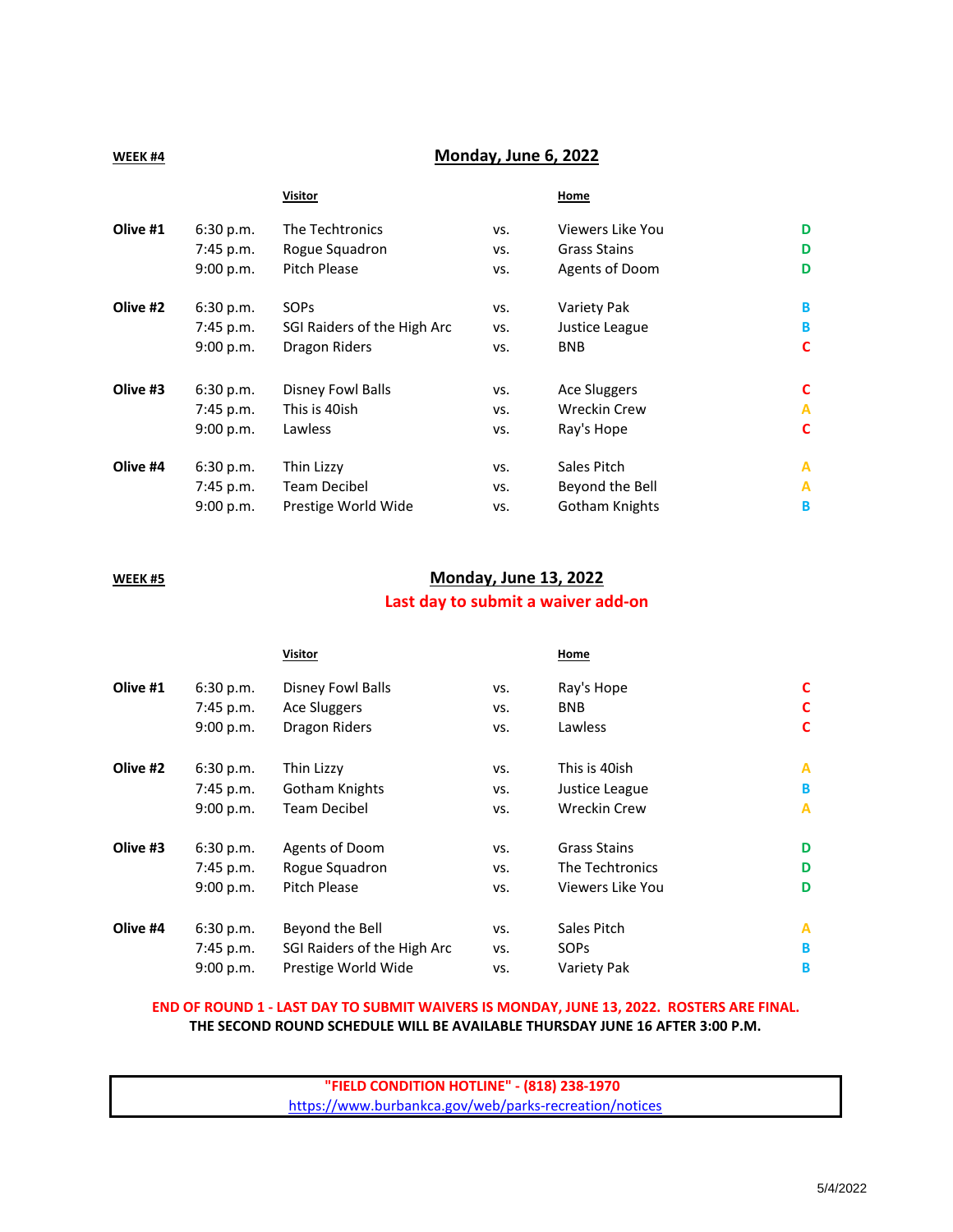**WEEK #4** — **Monday, June 6, 2022**

| | | Visitor | | Home | |
|---|---|---|---|---|---|
| **Olive #1** | 6:30 p.m. | The Techtronics | vs. | Viewers Like You | D |
| | 7:45 p.m. | Rogue Squadron | vs. | Grass Stains | D |
| | 9:00 p.m. | Pitch Please | vs. | Agents of Doom | D |
| **Olive #2** | 6:30 p.m. | SOPs | vs. | Variety Pak | B |
| | 7:45 p.m. | SGI Raiders of the High Arc | vs. | Justice League | B |
| | 9:00 p.m. | Dragon Riders | vs. | BNB | C |
| **Olive #3** | 6:30 p.m. | Disney Fowl Balls | vs. | Ace Sluggers | C |
| | 7:45 p.m. | This is 40ish | vs. | Wreckin Crew | A |
| | 9:00 p.m. | Lawless | vs. | Ray's Hope | C |
| **Olive #4** | 6:30 p.m. | Thin Lizzy | vs. | Sales Pitch | A |
| | 7:45 p.m. | Team Decibel | vs. | Beyond the Bell | A |
| | 9:00 p.m. | Prestige World Wide | vs. | Gotham Knights | B |

**WEEK #5** — **Monday, June 13, 2022**

**Last day to submit a waiver add-on**

| | | Visitor | | Home | |
|---|---|---|---|---|---|
| **Olive #1** | 6:30 p.m. | Disney Fowl Balls | vs. | Ray's Hope | C |
| | 7:45 p.m. | Ace Sluggers | vs. | BNB | C |
| | 9:00 p.m. | Dragon Riders | vs. | Lawless | C |
| **Olive #2** | 6:30 p.m. | Thin Lizzy | vs. | This is 40ish | A |
| | 7:45 p.m. | Gotham Knights | vs. | Justice League | B |
| | 9:00 p.m. | Team Decibel | vs. | Wreckin Crew | A |
| **Olive #3** | 6:30 p.m. | Agents of Doom | vs. | Grass Stains | D |
| | 7:45 p.m. | Rogue Squadron | vs. | The Techtronics | D |
| | 9:00 p.m. | Pitch Please | vs. | Viewers Like You | D |
| **Olive #4** | 6:30 p.m. | Beyond the Bell | vs. | Sales Pitch | A |
| | 7:45 p.m. | SGI Raiders of the High Arc | vs. | SOPs | B |
| | 9:00 p.m. | Prestige World Wide | vs. | Variety Pak | B |

**END OF ROUND 1 - LAST DAY TO SUBMIT WAIVERS IS MONDAY, JUNE 13, 2022. ROSTERS ARE FINAL.**
**THE SECOND ROUND SCHEDULE WILL BE AVAILABLE THURSDAY JUNE 16 AFTER 3:00 P.M.**

**"FIELD CONDITION HOTLINE" - (818) 238-1970**
https://www.burbankca.gov/web/parks-recreation/notices

5/4/2022